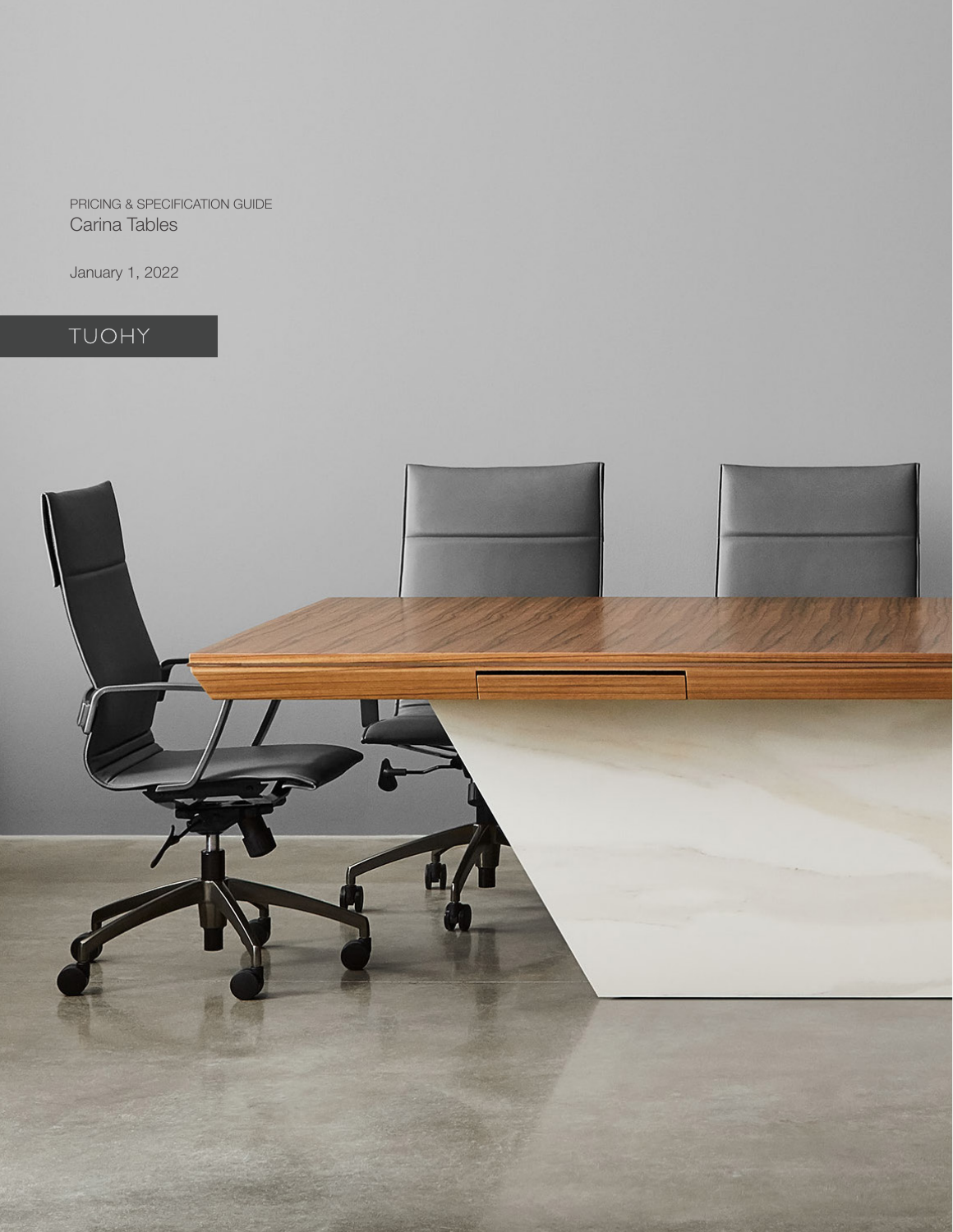PRICING & SPECIFICATION GUIDE

# Carina Tables

January 1, 2022

TUOHY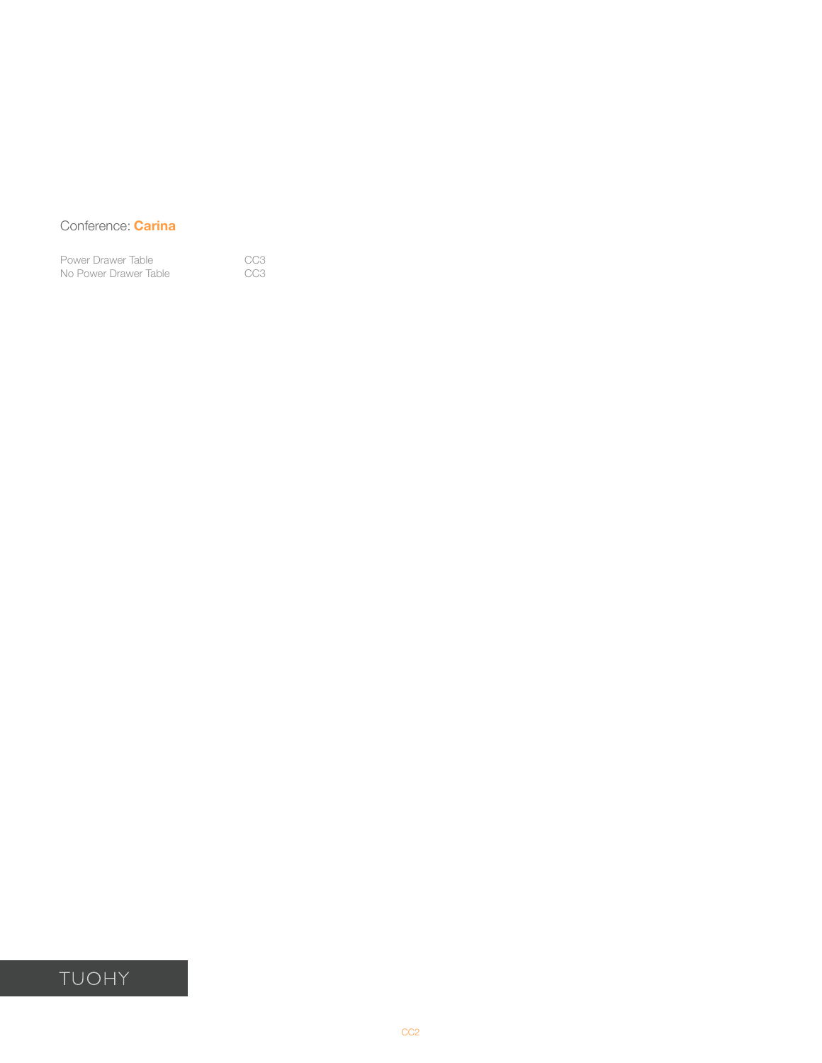## Conference: **Carina**

| | |
|---|---|
| Power Drawer Table | CC3 |
| No Power Drawer Table | CC3 |

TUOHY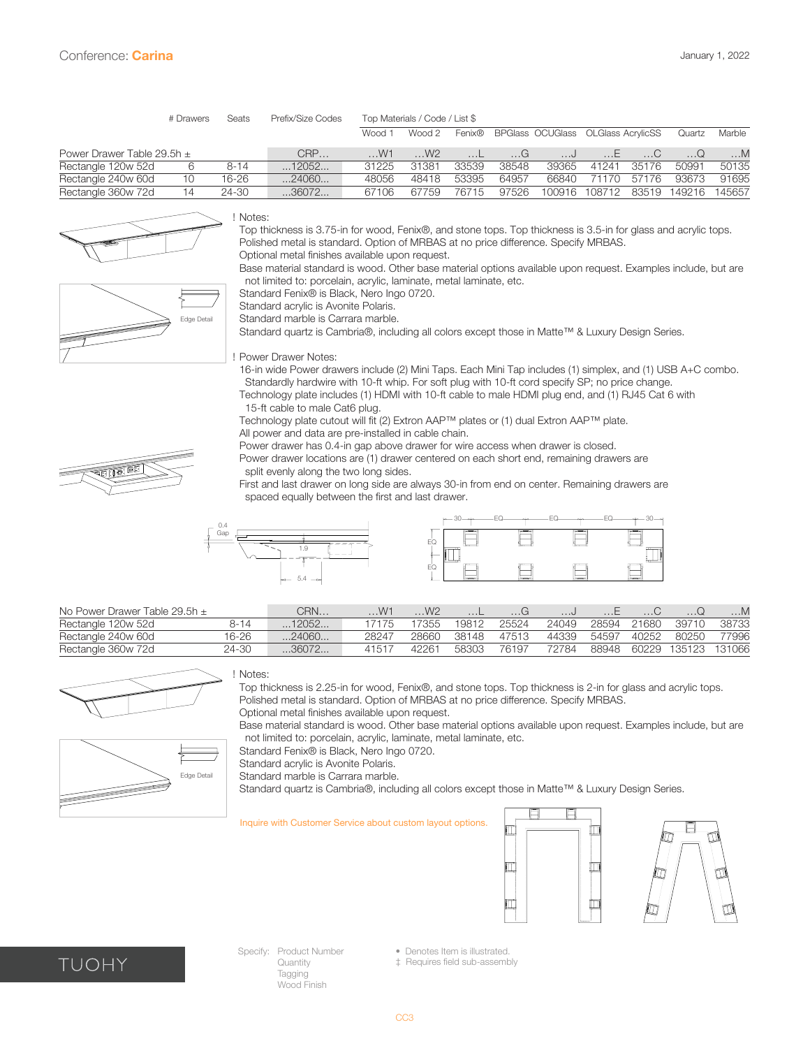# Conference: Carina

January 1, 2022

| | # Drawers | Seats | Prefix/Size Codes | Top Materials / Code / List $ | | | | | | | | |
|---|---|---|---|---|---|---|---|---|---|---|---|---|
| | | | | Wood 1 | Wood 2 | Fenix® | BPGlass | OCUGlass | OLGlass | AcrylicSS | Quartz | Marble |
| Power Drawer Table 29.5h ± | | | CRP… | …W1 | …W2 | …L | …G | …J | …E | …C | …Q | …M |
| Rectangle 120w 52d | 6 | 8-14 | …12052… | 31225 | 31381 | 33539 | 38548 | 39365 | 41241 | 35176 | 50991 | 50135 |
| Rectangle 240w 60d | 10 | 16-26 | …24060… | 48056 | 48418 | 53395 | 64957 | 66840 | 71170 | 57176 | 93673 | 91695 |
| Rectangle 360w 72d | 14 | 24-30 | …36072… | 67106 | 67759 | 76715 | 97526 | 100916 | 108712 | 83519 | 149216 | 145657 |

Edge Detail

! Notes:
- Top thickness is 3.75-in for wood, Fenix®, and stone tops. Top thickness is 3.5-in for glass and acrylic tops.
- Polished metal is standard. Option of MRBAS at no price difference. Specify MRBAS.
- Optional metal finishes available upon request.
- Base material standard is wood. Other base material options available upon request. Examples include, but are not limited to: porcelain, acrylic, laminate, metal laminate, etc.
- Standard Fenix® is Black, Nero Ingo 0720.
- Standard acrylic is Avonite Polaris.
- Standard marble is Carrara marble.
- Standard quartz is Cambria®, including all colors except those in Matte™ & Luxury Design Series.

! Power Drawer Notes:
- 16-in wide Power drawers include (2) Mini Taps. Each Mini Tap includes (1) simplex, and (1) USB A+C combo. Standardly hardwire with 10-ft whip. For soft plug with 10-ft cord specify SP; no price change.
- Technology plate includes (1) HDMI with 10-ft cable to male HDMI plug end, and (1) RJ45 Cat 6 with 15-ft cable to male Cat6 plug.
- Technology plate cutout will fit (2) Extron AAP™ plates or (1) dual Extron AAP™ plate.
- All power and data are pre-installed in cable chain.
- Power drawer has 0.4-in gap above drawer for wire access when drawer is closed.
- Power drawer locations are (1) drawer centered on each short end, remaining drawers are split evenly along the two long sides.
- First and last drawer on long side are always 30-in from end on center. Remaining drawers are spaced equally between the first and last drawer.

0.4 Gap, 1.9, 5.4

30, EQ, EQ, EQ, 30, EQ, EQ

| | | Seats | Prefix/Size Codes | …W1 | …W2 | …L | …G | …J | …E | …C | …Q | …M |
|---|---|---|---|---|---|---|---|---|---|---|---|---|
| No Power Drawer Table 29.5h ± | | | CRN… | …W1 | …W2 | …L | …G | …J | …E | …C | …Q | …M |
| Rectangle 120w 52d | | 8-14 | …12052… | 17175 | 17355 | 19812 | 25524 | 24049 | 28594 | 21680 | 39710 | 38733 |
| Rectangle 240w 60d | | 16-26 | …24060… | 28247 | 28660 | 38148 | 47513 | 44339 | 54597 | 40252 | 80250 | 77996 |
| Rectangle 360w 72d | | 24-30 | …36072… | 41517 | 42261 | 58303 | 76197 | 72784 | 88948 | 60229 | 135123 | 131066 |

Edge Detail

! Notes:
- Top thickness is 2.25-in for wood, Fenix®, and stone tops. Top thickness is 2-in for glass and acrylic tops.
- Polished metal is standard. Option of MRBAS at no price difference. Specify MRBAS.
- Optional metal finishes available upon request.
- Base material standard is wood. Other base material options available upon request. Examples include, but are not limited to: porcelain, acrylic, laminate, metal laminate, etc.
- Standard Fenix® is Black, Nero Ingo 0720.
- Standard acrylic is Avonite Polaris.
- Standard marble is Carrara marble.
- Standard quartz is Cambria®, including all colors except those in Matte™ & Luxury Design Series.

Inquire with Customer Service about custom layout options.

TUOHY

Specify: Product Number, Quantity, Tagging, Wood Finish

• Denotes Item is illustrated.
‡ Requires field sub-assembly